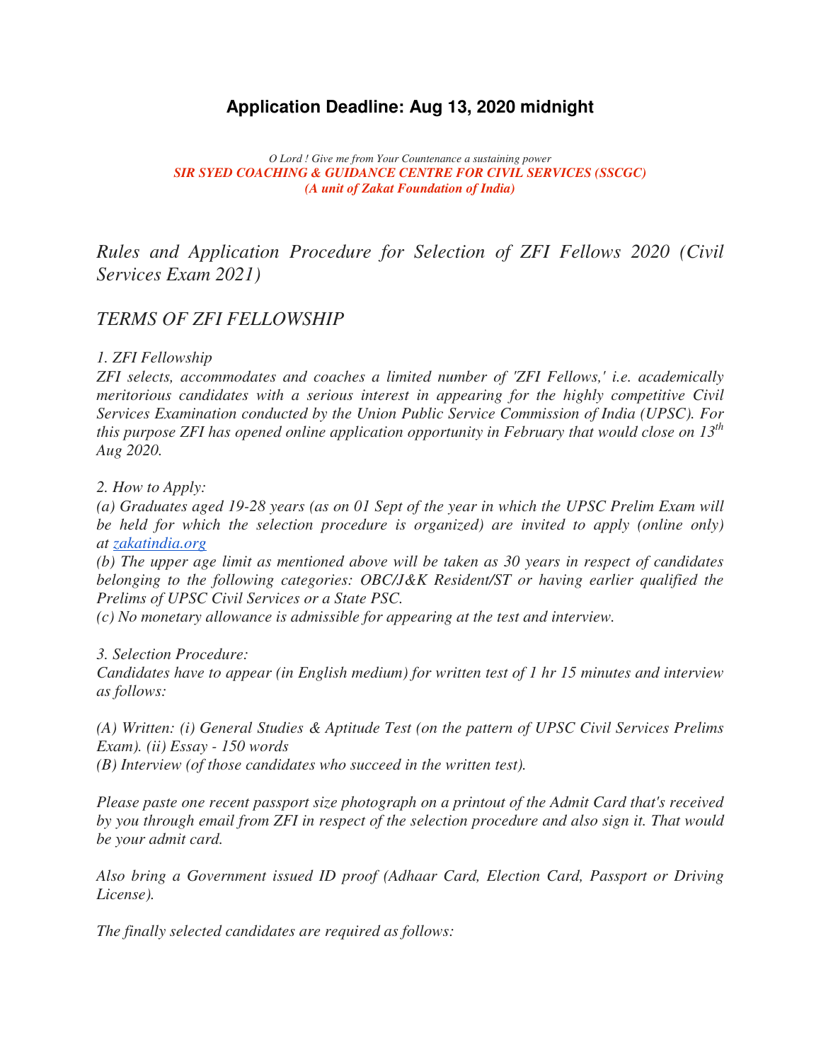# Application Deadline: Aug 13, 2020 midnight

*O Lord ! Give me from Your Countenance a sustaining power*

***SIR SYED COACHING & GUIDANCE CENTRE FOR CIVIL SERVICES (SSCGC)***

***(A unit of Zakat Foundation of India)***

## *Rules and Application Procedure for Selection of ZFI Fellows 2020 (Civil Services Exam 2021)*

## *TERMS OF ZFI FELLOWSHIP*

*1. ZFI Fellowship*

*ZFI selects, accommodates and coaches a limited number of 'ZFI Fellows,' i.e. academically meritorious candidates with a serious interest in appearing for the highly competitive Civil Services Examination conducted by the Union Public Service Commission of India (UPSC). For this purpose ZFI has opened online application opportunity in February that would close on 13th Aug 2020.*

*2. How to Apply:*

*(a) Graduates aged 19-28 years (as on 01 Sept of the year in which the UPSC Prelim Exam will be held for which the selection procedure is organized) are invited to apply (online only) at [zakatindia.org](zakatindia.org)*

*(b) The upper age limit as mentioned above will be taken as 30 years in respect of candidates belonging to the following categories: OBC/J&K Resident/ST or having earlier qualified the Prelims of UPSC Civil Services or a State PSC.*

*(c) No monetary allowance is admissible for appearing at the test and interview.*

*3. Selection Procedure:*

*Candidates have to appear (in English medium) for written test of 1 hr 15 minutes and interview as follows:*

*(A) Written: (i) General Studies & Aptitude Test (on the pattern of UPSC Civil Services Prelims Exam). (ii) Essay - 150 words*

*(B) Interview (of those candidates who succeed in the written test).*

*Please paste one recent passport size photograph on a printout of the Admit Card that's received by you through email from ZFI in respect of the selection procedure and also sign it. That would be your admit card.*

*Also bring a Government issued ID proof (Adhaar Card, Election Card, Passport or Driving License).*

*The finally selected candidates are required as follows:*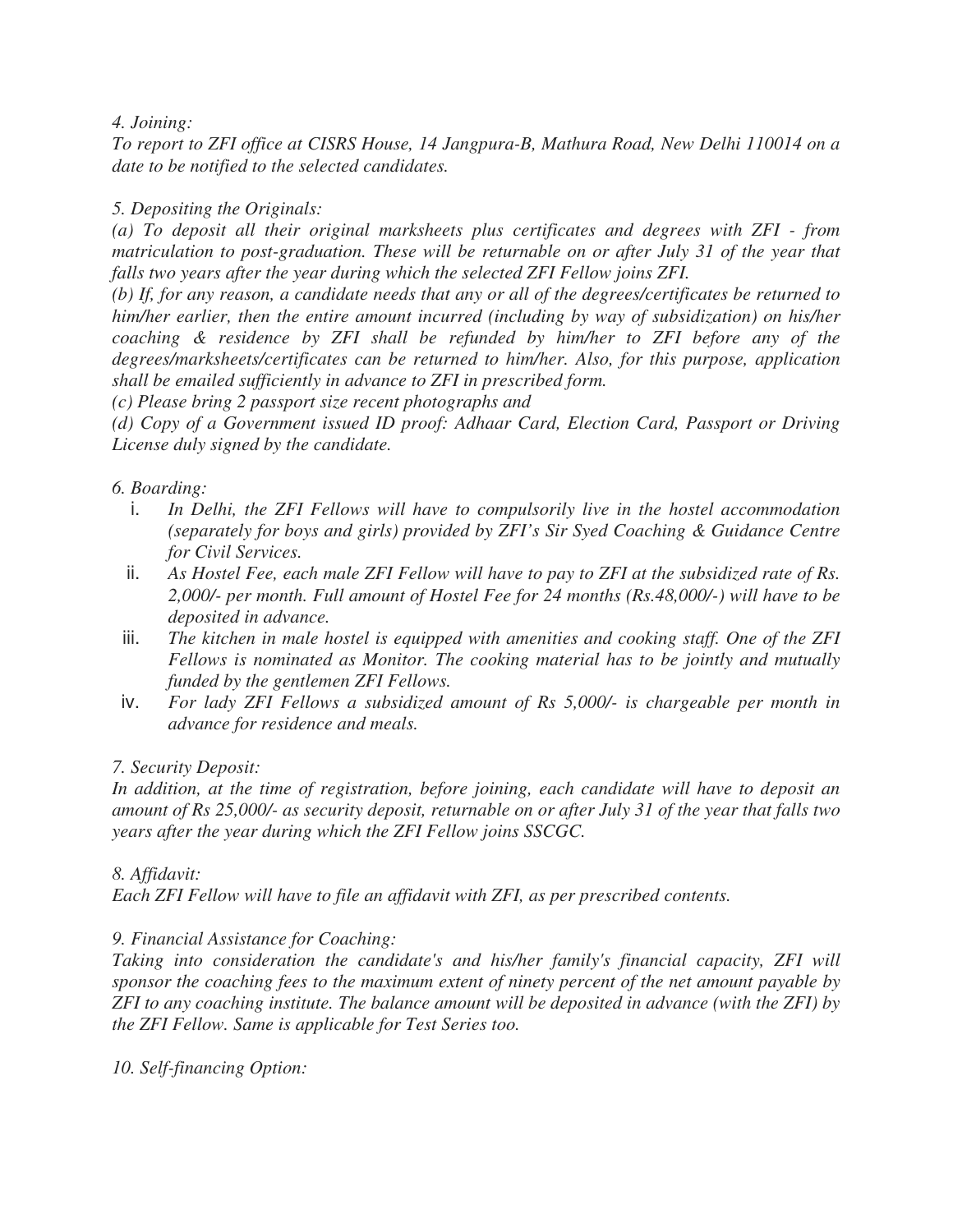*4. Joining:*

*To report to ZFI office at CISRS House, 14 Jangpura-B, Mathura Road, New Delhi 110014 on a date to be notified to the selected candidates.*

*5. Depositing the Originals:*

*(a) To deposit all their original marksheets plus certificates and degrees with ZFI - from matriculation to post-graduation. These will be returnable on or after July 31 of the year that falls two years after the year during which the selected ZFI Fellow joins ZFI.*

*(b) If, for any reason, a candidate needs that any or all of the degrees/certificates be returned to him/her earlier, then the entire amount incurred (including by way of subsidization) on his/her coaching & residence by ZFI shall be refunded by him/her to ZFI before any of the degrees/marksheets/certificates can be returned to him/her. Also, for this purpose, application shall be emailed sufficiently in advance to ZFI in prescribed form.*

*(c) Please bring 2 passport size recent photographs and*

*(d) Copy of a Government issued ID proof: Adhaar Card, Election Card, Passport or Driving License duly signed by the candidate.*

*6. Boarding:*

i. *In Delhi, the ZFI Fellows will have to compulsorily live in the hostel accommodation (separately for boys and girls) provided by ZFI's Sir Syed Coaching & Guidance Centre for Civil Services.*
ii. *As Hostel Fee, each male ZFI Fellow will have to pay to ZFI at the subsidized rate of Rs. 2,000/- per month. Full amount of Hostel Fee for 24 months (Rs.48,000/-) will have to be deposited in advance.*
iii. *The kitchen in male hostel is equipped with amenities and cooking staff. One of the ZFI Fellows is nominated as Monitor. The cooking material has to be jointly and mutually funded by the gentlemen ZFI Fellows.*
iv. *For lady ZFI Fellows a subsidized amount of Rs 5,000/- is chargeable per month in advance for residence and meals.*

*7. Security Deposit:*

*In addition, at the time of registration, before joining, each candidate will have to deposit an amount of Rs 25,000/- as security deposit, returnable on or after July 31 of the year that falls two years after the year during which the ZFI Fellow joins SSCGC.*

*8. Affidavit:*

*Each ZFI Fellow will have to file an affidavit with ZFI, as per prescribed contents.*

*9. Financial Assistance for Coaching:*

*Taking into consideration the candidate's and his/her family's financial capacity, ZFI will sponsor the coaching fees to the maximum extent of ninety percent of the net amount payable by ZFI to any coaching institute. The balance amount will be deposited in advance (with the ZFI) by the ZFI Fellow. Same is applicable for Test Series too.*

*10. Self-financing Option:*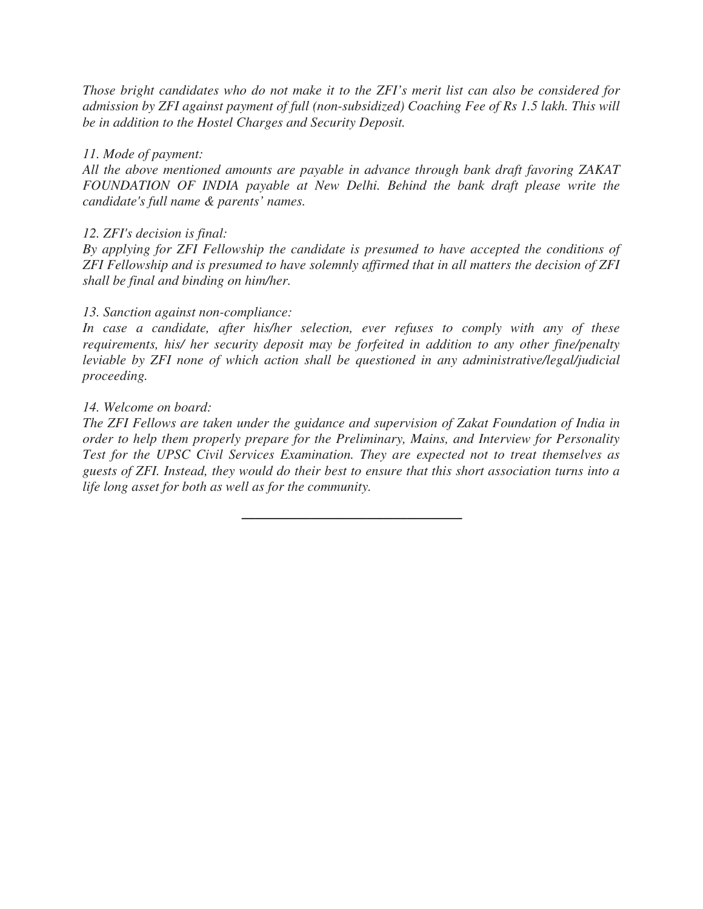*Those bright candidates who do not make it to the ZFI's merit list can also be considered for admission by ZFI against payment of full (non-subsidized) Coaching Fee of Rs 1.5 lakh. This will be in addition to the Hostel Charges and Security Deposit.*

*11. Mode of payment:*
*All the above mentioned amounts are payable in advance through bank draft favoring ZAKAT FOUNDATION OF INDIA payable at New Delhi. Behind the bank draft please write the candidate's full name & parents' names.*

*12. ZFI's decision is final:*
*By applying for ZFI Fellowship the candidate is presumed to have accepted the conditions of ZFI Fellowship and is presumed to have solemnly affirmed that in all matters the decision of ZFI shall be final and binding on him/her.*

*13. Sanction against non-compliance:*
*In case a candidate, after his/her selection, ever refuses to comply with any of these requirements, his/ her security deposit may be forfeited in addition to any other fine/penalty leviable by ZFI none of which action shall be questioned in any administrative/legal/judicial proceeding.*

*14. Welcome on board:*
*The ZFI Fellows are taken under the guidance and supervision of Zakat Foundation of India in order to help them properly prepare for the Preliminary, Mains, and Interview for Personality Test for the UPSC Civil Services Examination. They are expected not to treat themselves as guests of ZFI. Instead, they would do their best to ensure that this short association turns into a life long asset for both as well as for the community.*

---